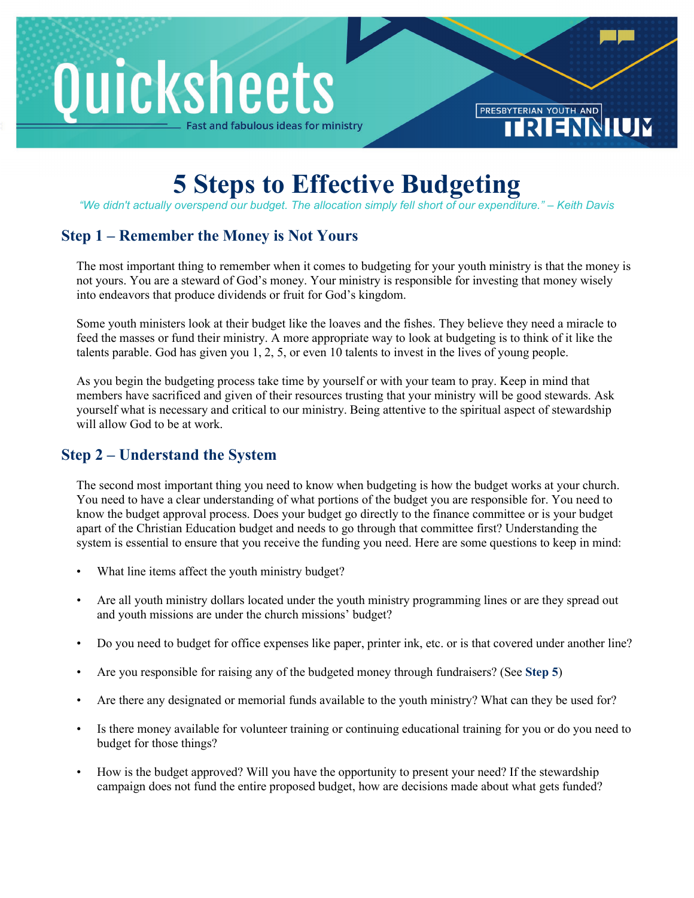# Quicksheets

Fast and fabulous ideas for ministry

PRESBYTERIAN YOUTH AND TRIENNIUM

# 5 Steps to Effective Budgeting

*"We didn't actually overspend our budget. The allocation simply fell short of our expenditure." – Keith Davis*

## Step 1 – Remember the Money is Not Yours

The most important thing to remember when it comes to budgeting for your youth ministry is that the money is not yours. You are a steward of God's money. Your ministry is responsible for investing that money wisely into endeavors that produce dividends or fruit for God's kingdom.

Some youth ministers look at their budget like the loaves and the fishes. They believe they need a miracle to feed the masses or fund their ministry. A more appropriate way to look at budgeting is to think of it like the talents parable. God has given you 1, 2, 5, or even 10 talents to invest in the lives of young people.

As you begin the budgeting process take time by yourself or with your team to pray. Keep in mind that members have sacrificed and given of their resources trusting that your ministry will be good stewards. Ask yourself what is necessary and critical to our ministry. Being attentive to the spiritual aspect of stewardship will allow God to be at work.

## Step 2 – Understand the System

The second most important thing you need to know when budgeting is how the budget works at your church. You need to have a clear understanding of what portions of the budget you are responsible for. You need to know the budget approval process. Does your budget go directly to the finance committee or is your budget apart of the Christian Education budget and needs to go through that committee first? Understanding the system is essential to ensure that you receive the funding you need. Here are some questions to keep in mind:

- What line items affect the youth ministry budget?
- Are all youth ministry dollars located under the youth ministry programming lines or are they spread out and youth missions are under the church missions' budget?
- Do you need to budget for office expenses like paper, printer ink, etc. or is that covered under another line?
- Are you responsible for raising any of the budgeted money through fundraisers? (See **Step 5**)
- Are there any designated or memorial funds available to the youth ministry? What can they be used for?
- Is there money available for volunteer training or continuing educational training for you or do you need to budget for those things?
- How is the budget approved? Will you have the opportunity to present your need? If the stewardship campaign does not fund the entire proposed budget, how are decisions made about what gets funded?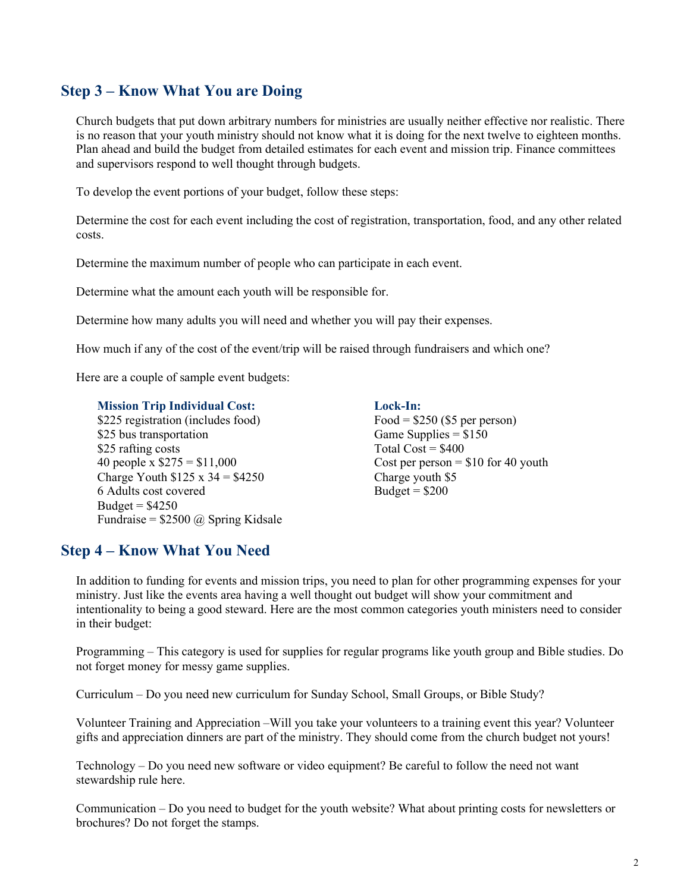## Step 3 – Know What You are Doing

Church budgets that put down arbitrary numbers for ministries are usually neither effective nor realistic. There is no reason that your youth ministry should not know what it is doing for the next twelve to eighteen months. Plan ahead and build the budget from detailed estimates for each event and mission trip. Finance committees and supervisors respond to well thought through budgets.

To develop the event portions of your budget, follow these steps:

Determine the cost for each event including the cost of registration, transportation, food, and any other related costs.

Determine the maximum number of people who can participate in each event.

Determine what the amount each youth will be responsible for.

Determine how many adults you will need and whether you will pay their expenses.

How much if any of the cost of the event/trip will be raised through fundraisers and which one?

Here are a couple of sample event budgets:

**Mission Trip Individual Cost:**
$225 registration (includes food)
$25 bus transportation
$25 rafting costs
40 people x $275 = $11,000
Charge Youth $125 x 34 = $4250
6 Adults cost covered
Budget = $4250
Fundraise = $2500 @ Spring Kidsale

**Lock-In:**
Food = $250 ($5 per person)
Game Supplies = $150
Total Cost = $400
Cost per person = $10 for 40 youth
Charge youth $5
Budget = $200

## Step 4 – Know What You Need

In addition to funding for events and mission trips, you need to plan for other programming expenses for your ministry. Just like the events area having a well thought out budget will show your commitment and intentionality to being a good steward. Here are the most common categories youth ministers need to consider in their budget:

Programming – This category is used for supplies for regular programs like youth group and Bible studies. Do not forget money for messy game supplies.

Curriculum – Do you need new curriculum for Sunday School, Small Groups, or Bible Study?

Volunteer Training and Appreciation –Will you take your volunteers to a training event this year? Volunteer gifts and appreciation dinners are part of the ministry. They should come from the church budget not yours!

Technology – Do you need new software or video equipment? Be careful to follow the need not want stewardship rule here.

Communication – Do you need to budget for the youth website? What about printing costs for newsletters or brochures? Do not forget the stamps.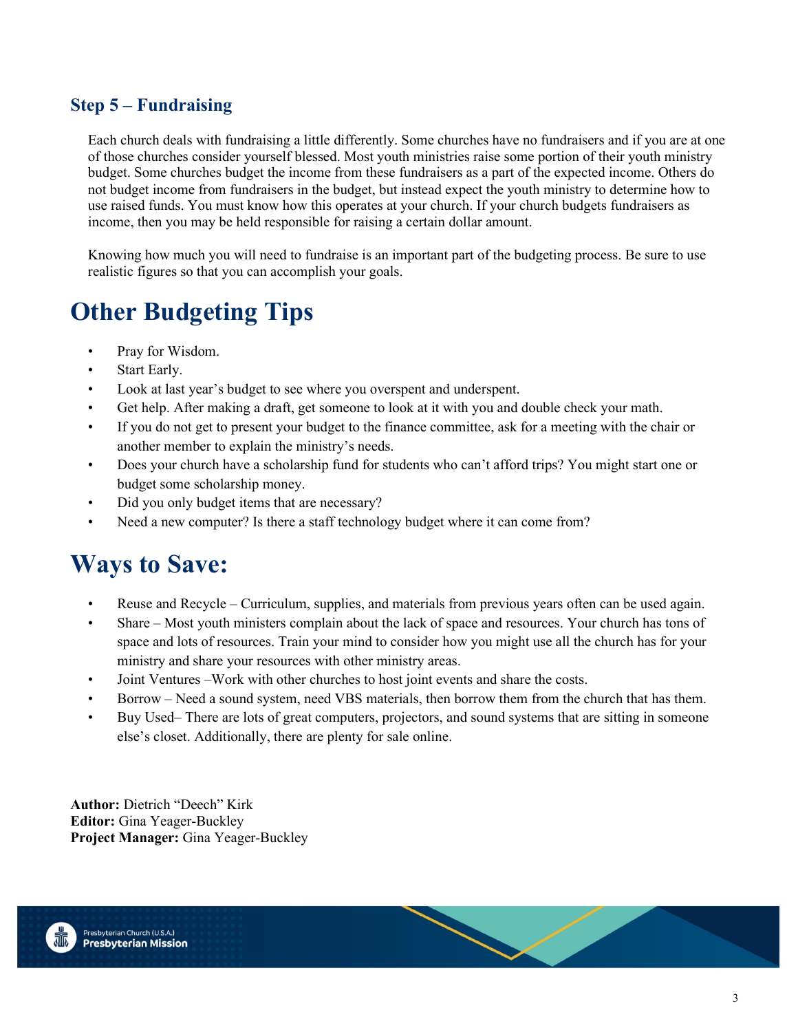### Step 5 – Fundraising

Each church deals with fundraising a little differently. Some churches have no fundraisers and if you are at one of those churches consider yourself blessed. Most youth ministries raise some portion of their youth ministry budget. Some churches budget the income from these fundraisers as a part of the expected income. Others do not budget income from fundraisers in the budget, but instead expect the youth ministry to determine how to use raised funds. You must know how this operates at your church. If your church budgets fundraisers as income, then you may be held responsible for raising a certain dollar amount.

Knowing how much you will need to fundraise is an important part of the budgeting process. Be sure to use realistic figures so that you can accomplish your goals.

## Other Budgeting Tips

- Pray for Wisdom.
- Start Early.
- Look at last year's budget to see where you overspent and underspent.
- Get help. After making a draft, get someone to look at it with you and double check your math.
- If you do not get to present your budget to the finance committee, ask for a meeting with the chair or another member to explain the ministry's needs.
- Does your church have a scholarship fund for students who can't afford trips? You might start one or budget some scholarship money.
- Did you only budget items that are necessary?
- Need a new computer? Is there a staff technology budget where it can come from?

## Ways to Save:

- Reuse and Recycle – Curriculum, supplies, and materials from previous years often can be used again.
- Share – Most youth ministers complain about the lack of space and resources. Your church has tons of space and lots of resources. Train your mind to consider how you might use all the church has for your ministry and share your resources with other ministry areas.
- Joint Ventures –Work with other churches to host joint events and share the costs.
- Borrow – Need a sound system, need VBS materials, then borrow them from the church that has them.
- Buy Used– There are lots of great computers, projectors, and sound systems that are sitting in someone else's closet. Additionally, there are plenty for sale online.

**Author:** Dietrich "Deech" Kirk
**Editor:** Gina Yeager-Buckley
**Project Manager:** Gina Yeager-Buckley

Presbyterian Church (U.S.A.)
Presbyterian Mission